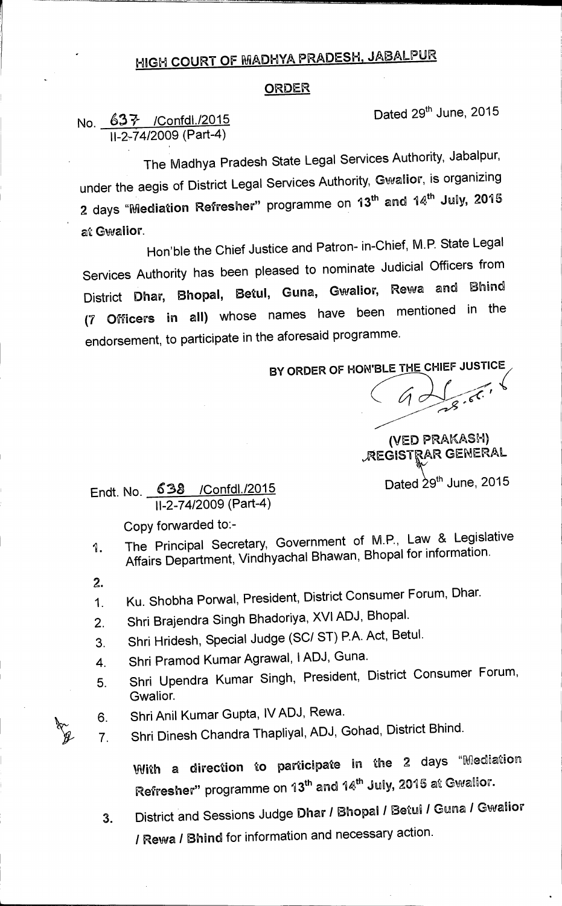# HIGH COURT OF MADHYA PRADESH, JABALPUR

## ORDER

No. 637 /Confdl./2015
II-2-74/2009 (Part-4)

Dated 29th June, 2015

The Madhya Pradesh State Legal Services Authority, Jabalpur, under the aegis of District Legal Services Authority, **Gwalior**, is organizing 2 days **"Mediation Refresher"** programme on **13th and 14th July, 2015 at Gwalior**.

Hon'ble the Chief Justice and Patron- in-Chief, M.P. State Legal Services Authority has been pleased to nominate Judicial Officers from District **Dhar, Bhopal, Betul, Guna, Gwalior, Rewa and Bhind (7 Officers in all)** whose names have been mentioned in the endorsement, to participate in the aforesaid programme.

**BY ORDER OF HON'BLE THE CHIEF JUSTICE**

**(VED PRAKASH)**
**REGISTRAR GENERAL**

Endt. No. 638 /Confdl./2015
II-2-74/2009 (Part-4)

Dated 29th June, 2015

Copy forwarded to:-

1. The Principal Secretary, Government of M.P., Law & Legislative Affairs Department, Vindhyachal Bhawan, Bhopal for information.
2. 
   1. Ku. Shobha Porwal, President, District Consumer Forum, Dhar.
   2. Shri Brajendra Singh Bhadoriya, XVI ADJ, Bhopal.
   3. Shri Hridesh, Special Judge (SC/ ST) P.A. Act, Betul.
   4. Shri Pramod Kumar Agrawal, I ADJ, Guna.
   5. Shri Upendra Kumar Singh, President, District Consumer Forum, Gwalior.
   6. Shri Anil Kumar Gupta, IV ADJ, Rewa.
   7. Shri Dinesh Chandra Thapliyal, ADJ, Gohad, District Bhind.

   **With a direction to participate in the 2 days "Mediation Refresher" programme on 13th and 14th July, 2015 at Gwalior.**
3. District and Sessions Judge **Dhar / Bhopal / Betul / Guna / Gwalior / Rewa / Bhind** for information and necessary action.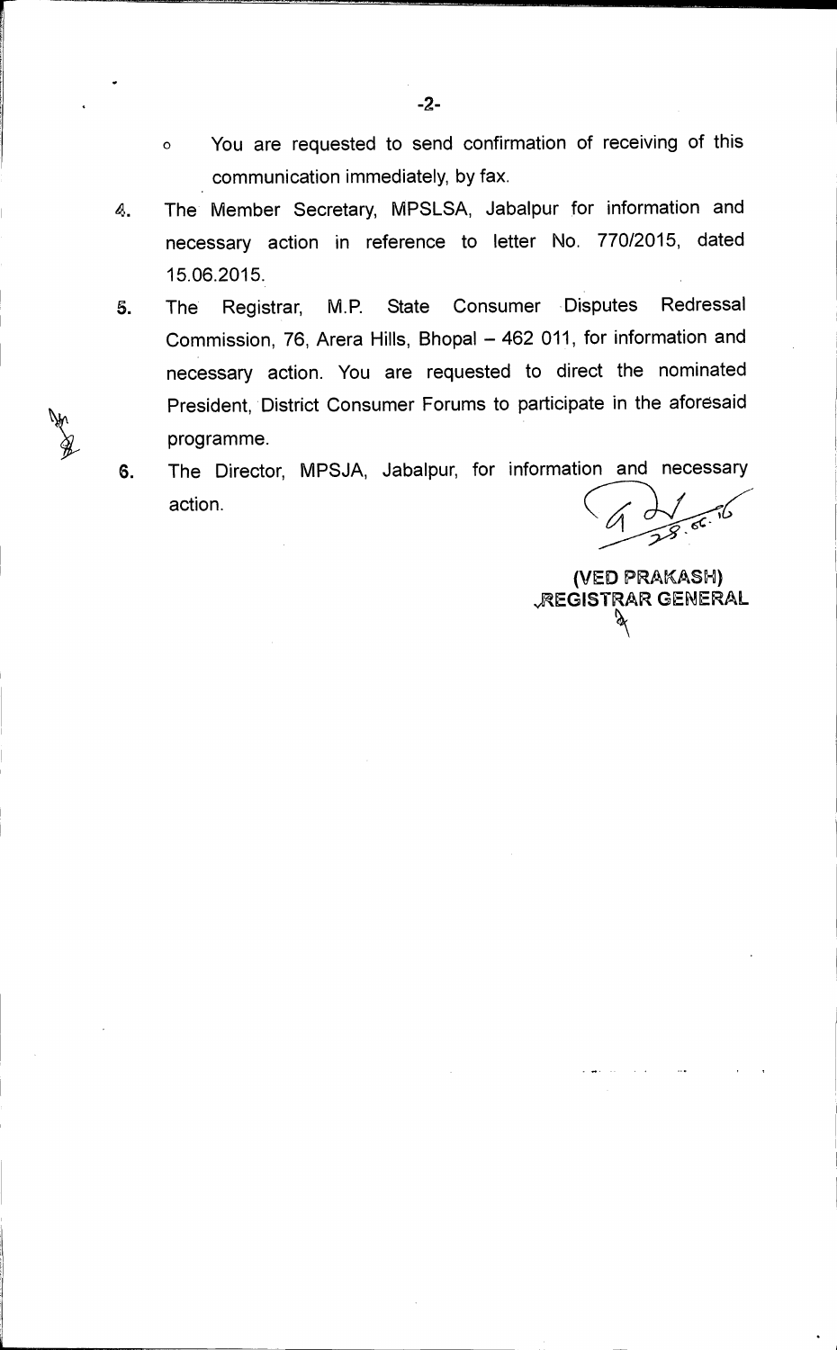- You are requested to send confirmation of receiving of this communication immediately, by fax.

4. The Member Secretary, MPSLSA, Jabalpur for information and necessary action in reference to letter No. 770/2015, dated 15.06.2015.

5. The Registrar, M.P. State Consumer Disputes Redressal Commission, 76, Arera Hills, Bhopal – 462 011, for information and necessary action. You are requested to direct the nominated President, District Consumer Forums to participate in the aforesaid programme.

6. The Director, MPSJA, Jabalpur, for information and necessary action.

**(VED PRAKASH)**
**REGISTRAR GENERAL**